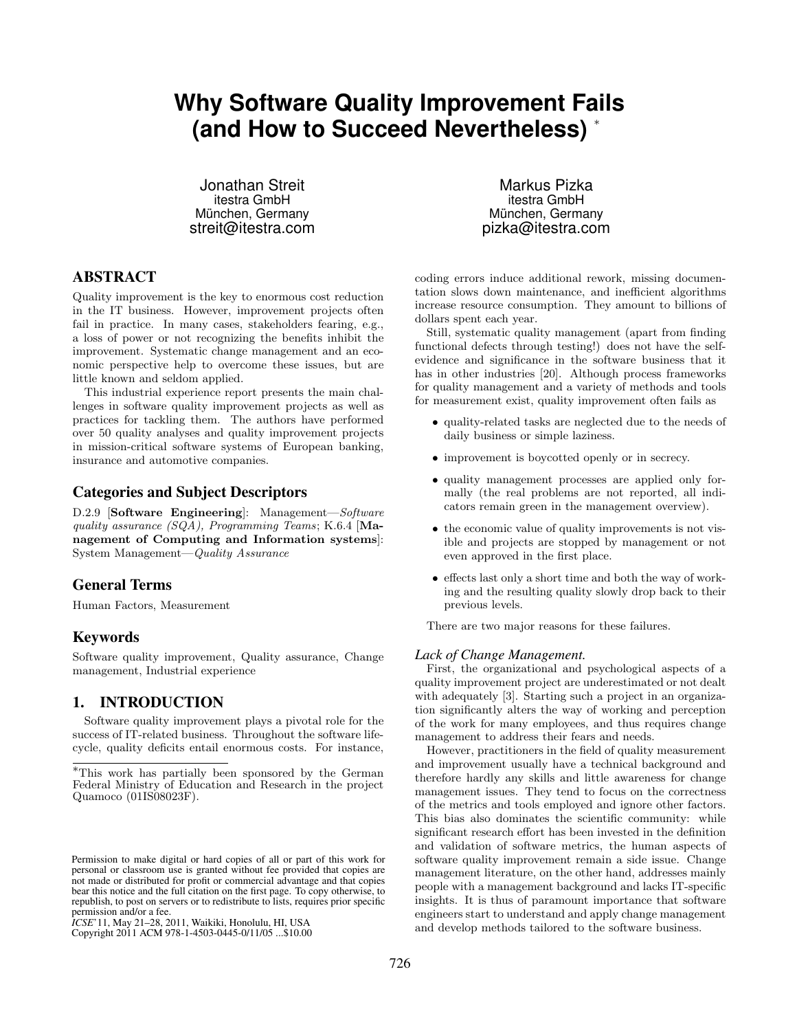# Why Software Quality Improvement Fails (and How to Succeed Nevertheless) [*]

Jonathan Streit
itestra GmbH
München, Germany
streit@itestra.com

Markus Pizka
itestra GmbH
München, Germany
pizka@itestra.com

## ABSTRACT

Quality improvement is the key to enormous cost reduction in the IT business. However, improvement projects often fail in practice. In many cases, stakeholders fearing, e.g., a loss of power or not recognizing the benefits inhibit the improvement. Systematic change management and an economic perspective help to overcome these issues, but are little known and seldom applied.

This industrial experience report presents the main challenges in software quality improvement projects as well as practices for tackling them. The authors have performed over 50 quality analyses and quality improvement projects in mission-critical software systems of European banking, insurance and automotive companies.

### Categories and Subject Descriptors

D.2.9 [**Software Engineering**]: Management—*Software quality assurance (SQA), Programming Teams*; K.6.4 [**Management of Computing and Information systems**]: System Management—*Quality Assurance*

### General Terms

Human Factors, Measurement

### Keywords

Software quality improvement, Quality assurance, Change management, Industrial experience

## 1. INTRODUCTION

Software quality improvement plays a pivotal role for the success of IT-related business. Throughout the software lifecycle, quality deficits entail enormous costs. For instance, coding errors induce additional rework, missing documentation slows down maintenance, and inefficient algorithms increase resource consumption. They amount to billions of dollars spent each year.

Still, systematic quality management (apart from finding functional defects through testing!) does not have the self-evidence and significance in the software business that it has in other industries [20]. Although process frameworks for quality management and a variety of methods and tools for measurement exist, quality improvement often fails as

- quality-related tasks are neglected due to the needs of daily business or simple laziness.
- improvement is boycotted openly or in secrecy.
- quality management processes are applied only formally (the real problems are not reported, all indicators remain green in the management overview).
- the economic value of quality improvements is not visible and projects are stopped by management or not even approved in the first place.
- effects last only a short time and both the way of working and the resulting quality slowly drop back to their previous levels.

There are two major reasons for these failures.

#### *Lack of Change Management.*

First, the organizational and psychological aspects of a quality improvement project are underestimated or not dealt with adequately [3]. Starting such a project in an organization significantly alters the way of working and perception of the work for many employees, and thus requires change management to address their fears and needs.

However, practitioners in the field of quality measurement and improvement usually have a technical background and therefore hardly any skills and little awareness for change management issues. They tend to focus on the correctness of the metrics and tools employed and ignore other factors. This bias also dominates the scientific community: while significant research effort has been invested in the definition and validation of software metrics, the human aspects of software quality improvement remain a side issue. Change management literature, on the other hand, addresses mainly people with a management background and lacks IT-specific insights. It is thus of paramount importance that software engineers start to understand and apply change management and develop methods tailored to the software business.

[*]This work has partially been sponsored by the German Federal Ministry of Education and Research in the project Quamoco (01IS08023F).

Permission to make digital or hard copies of all or part of this work for personal or classroom use is granted without fee provided that copies are not made or distributed for profit or commercial advantage and that copies bear this notice and the full citation on the first page. To copy otherwise, to republish, to post on servers or to redistribute to lists, requires prior specific permission and/or a fee.
*ICSE*'11, May 21–28, 2011, Waikiki, Honolulu, HI, USA
Copyright 2011 ACM 978-1-4503-0445-0/11/05 ...$10.00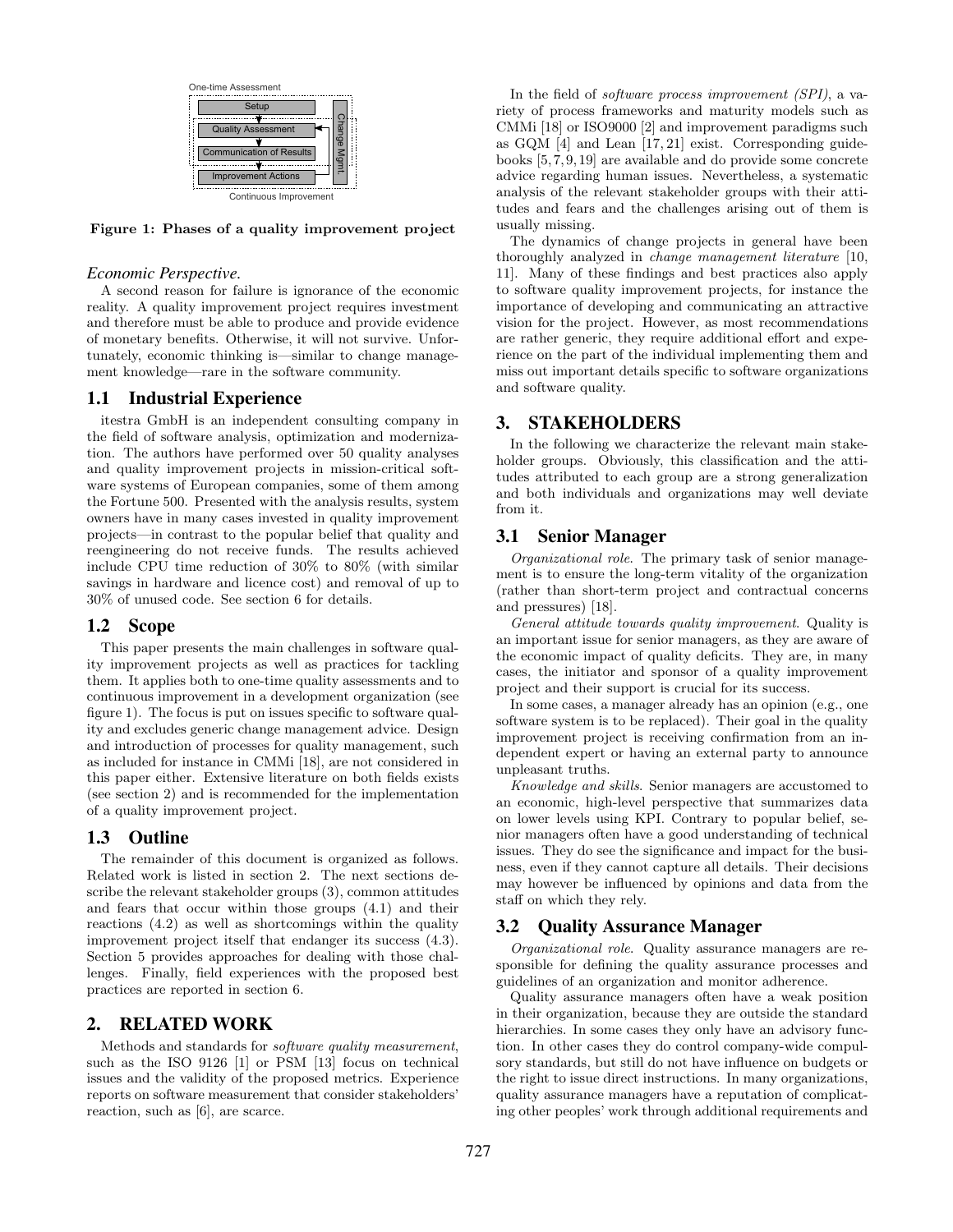One-time Assessment

Setup

Quality Assessment

Communication of Results

Improvement Actions

Change Mgmt.

Continuous Improvement

**Figure 1: Phases of a quality improvement project**

*Economic Perspective.*

A second reason for failure is ignorance of the economic reality. A quality improvement project requires investment and therefore must be able to produce and provide evidence of monetary benefits. Otherwise, it will not survive. Unfortunately, economic thinking is—similar to change management knowledge—rare in the software community.

## 1.1 Industrial Experience

itestra GmbH is an independent consulting company in the field of software analysis, optimization and modernization. The authors have performed over 50 quality analyses and quality improvement projects in mission-critical software systems of European companies, some of them among the Fortune 500. Presented with the analysis results, system owners have in many cases invested in quality improvement projects—in contrast to the popular belief that quality and reengineering do not receive funds. The results achieved include CPU time reduction of 30% to 80% (with similar savings in hardware and licence cost) and removal of up to 30% of unused code. See section 6 for details.

## 1.2 Scope

This paper presents the main challenges in software quality improvement projects as well as practices for tackling them. It applies both to one-time quality assessments and to continuous improvement in a development organization (see figure 1). The focus is put on issues specific to software quality and excludes generic change management advice. Design and introduction of processes for quality management, such as included for instance in CMMi [18], are not considered in this paper either. Extensive literature on both fields exists (see section 2) and is recommended for the implementation of a quality improvement project.

## 1.3 Outline

The remainder of this document is organized as follows. Related work is listed in section 2. The next sections describe the relevant stakeholder groups (3), common attitudes and fears that occur within those groups (4.1) and their reactions (4.2) as well as shortcomings within the quality improvement project itself that endanger its success (4.3). Section 5 provides approaches for dealing with those challenges. Finally, field experiences with the proposed best practices are reported in section 6.

# 2. RELATED WORK

Methods and standards for *software quality measurement*, such as the ISO 9126 [1] or PSM [13] focus on technical issues and the validity of the proposed metrics. Experience reports on software measurement that consider stakeholders' reaction, such as [6], are scarce.

In the field of *software process improvement (SPI)*, a variety of process frameworks and maturity models such as CMMi [18] or ISO9000 [2] and improvement paradigms such as GQM [4] and Lean [17, 21] exist. Corresponding guidebooks [5, 7, 9, 19] are available and do provide some concrete advice regarding human issues. Nevertheless, a systematic analysis of the relevant stakeholder groups with their attitudes and fears and the challenges arising out of them is usually missing.

The dynamics of change projects in general have been thoroughly analyzed in *change management literature* [10, 11]. Many of these findings and best practices also apply to software quality improvement projects, for instance the importance of developing and communicating an attractive vision for the project. However, as most recommendations are rather generic, they require additional effort and experience on the part of the individual implementing them and miss out important details specific to software organizations and software quality.

# 3. STAKEHOLDERS

In the following we characterize the relevant main stakeholder groups. Obviously, this classification and the attitudes attributed to each group are a strong generalization and both individuals and organizations may well deviate from it.

## 3.1 Senior Manager

*Organizational role.* The primary task of senior management is to ensure the long-term vitality of the organization (rather than short-term project and contractual concerns and pressures) [18].

*General attitude towards quality improvement.* Quality is an important issue for senior managers, as they are aware of the economic impact of quality deficits. They are, in many cases, the initiator and sponsor of a quality improvement project and their support is crucial for its success.

In some cases, a manager already has an opinion (e.g., one software system is to be replaced). Their goal in the quality improvement project is receiving confirmation from an independent expert or having an external party to announce unpleasant truths.

*Knowledge and skills.* Senior managers are accustomed to an economic, high-level perspective that summarizes data on lower levels using KPI. Contrary to popular belief, senior managers often have a good understanding of technical issues. They do see the significance and impact for the business, even if they cannot capture all details. Their decisions may however be influenced by opinions and data from the staff on which they rely.

## 3.2 Quality Assurance Manager

*Organizational role.* Quality assurance managers are responsible for defining the quality assurance processes and guidelines of an organization and monitor adherence.

Quality assurance managers often have a weak position in their organization, because they are outside the standard hierarchies. In some cases they only have an advisory function. In other cases they do control company-wide compulsory standards, but still do not have influence on budgets or the right to issue direct instructions. In many organizations, quality assurance managers have a reputation of complicating other peoples' work through additional requirements and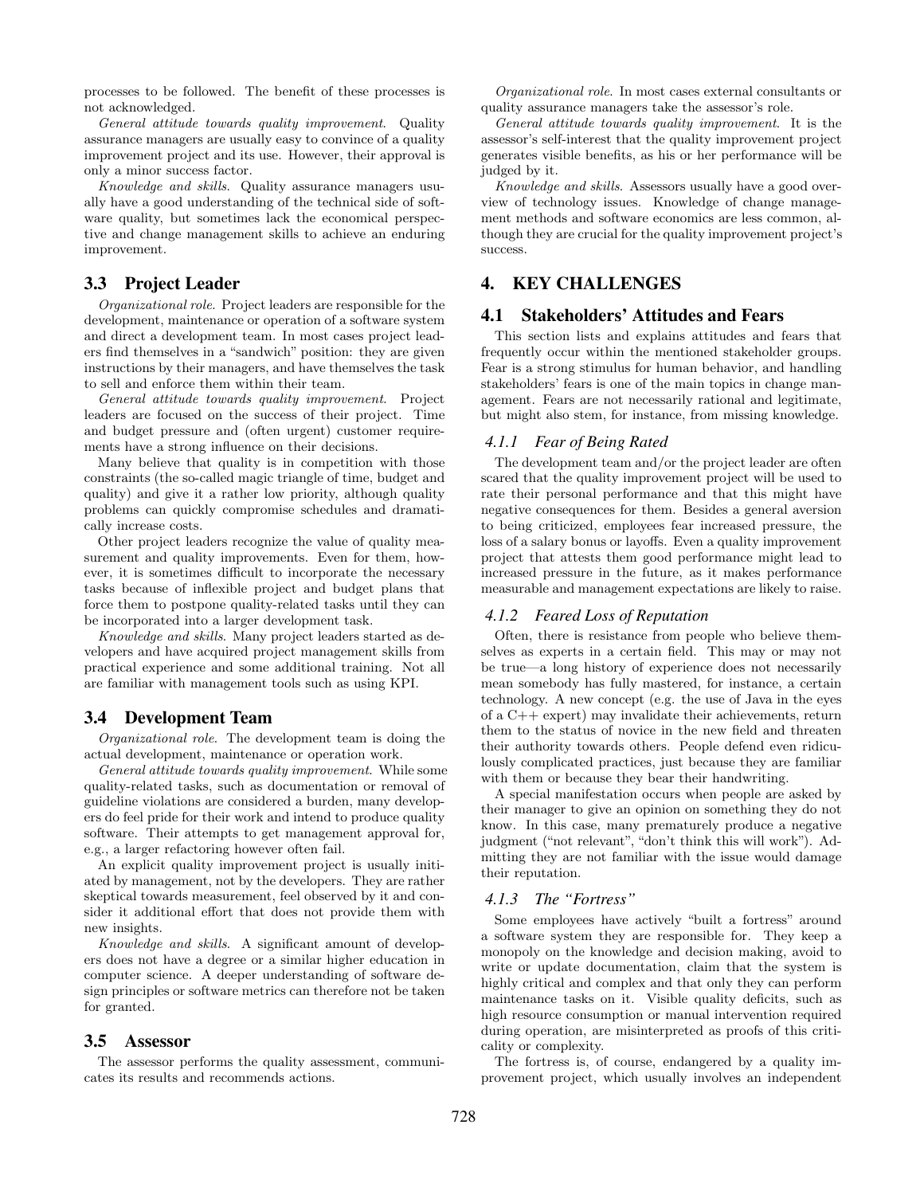processes to be followed. The benefit of these processes is not acknowledged.

*General attitude towards quality improvement*. Quality assurance managers are usually easy to convince of a quality improvement project and its use. However, their approval is only a minor success factor.

*Knowledge and skills*. Quality assurance managers usually have a good understanding of the technical side of software quality, but sometimes lack the economical perspective and change management skills to achieve an enduring improvement.

## 3.3 Project Leader

*Organizational role*. Project leaders are responsible for the development, maintenance or operation of a software system and direct a development team. In most cases project leaders find themselves in a "sandwich" position: they are given instructions by their managers, and have themselves the task to sell and enforce them within their team.

*General attitude towards quality improvement*. Project leaders are focused on the success of their project. Time and budget pressure and (often urgent) customer requirements have a strong influence on their decisions.

Many believe that quality is in competition with those constraints (the so-called magic triangle of time, budget and quality) and give it a rather low priority, although quality problems can quickly compromise schedules and dramatically increase costs.

Other project leaders recognize the value of quality measurement and quality improvements. Even for them, however, it is sometimes difficult to incorporate the necessary tasks because of inflexible project and budget plans that force them to postpone quality-related tasks until they can be incorporated into a larger development task.

*Knowledge and skills*. Many project leaders started as developers and have acquired project management skills from practical experience and some additional training. Not all are familiar with management tools such as using KPI.

## 3.4 Development Team

*Organizational role*. The development team is doing the actual development, maintenance or operation work.

*General attitude towards quality improvement*. While some quality-related tasks, such as documentation or removal of guideline violations are considered a burden, many developers do feel pride for their work and intend to produce quality software. Their attempts to get management approval for, e.g., a larger refactoring however often fail.

An explicit quality improvement project is usually initiated by management, not by the developers. They are rather skeptical towards measurement, feel observed by it and consider it additional effort that does not provide them with new insights.

*Knowledge and skills*. A significant amount of developers does not have a degree or a similar higher education in computer science. A deeper understanding of software design principles or software metrics can therefore not be taken for granted.

## 3.5 Assessor

The assessor performs the quality assessment, communicates its results and recommends actions.

*Organizational role*. In most cases external consultants or quality assurance managers take the assessor's role.

*General attitude towards quality improvement*. It is the assessor's self-interest that the quality improvement project generates visible benefits, as his or her performance will be judged by it.

*Knowledge and skills*. Assessors usually have a good overview of technology issues. Knowledge of change management methods and software economics are less common, although they are crucial for the quality improvement project's success.

# 4. KEY CHALLENGES

## 4.1 Stakeholders' Attitudes and Fears

This section lists and explains attitudes and fears that frequently occur within the mentioned stakeholder groups. Fear is a strong stimulus for human behavior, and handling stakeholders' fears is one of the main topics in change management. Fears are not necessarily rational and legitimate, but might also stem, for instance, from missing knowledge.

### *4.1.1 Fear of Being Rated*

The development team and/or the project leader are often scared that the quality improvement project will be used to rate their personal performance and that this might have negative consequences for them. Besides a general aversion to being criticized, employees fear increased pressure, the loss of a salary bonus or layoffs. Even a quality improvement project that attests them good performance might lead to increased pressure in the future, as it makes performance measurable and management expectations are likely to raise.

### *4.1.2 Feared Loss of Reputation*

Often, there is resistance from people who believe themselves as experts in a certain field. This may or may not be true—a long history of experience does not necessarily mean somebody has fully mastered, for instance, a certain technology. A new concept (e.g. the use of Java in the eyes of a C++ expert) may invalidate their achievements, return them to the status of novice in the new field and threaten their authority towards others. People defend even ridiculously complicated practices, just because they are familiar with them or because they bear their handwriting.

A special manifestation occurs when people are asked by their manager to give an opinion on something they do not know. In this case, many prematurely produce a negative judgment ("not relevant", "don't think this will work"). Admitting they are not familiar with the issue would damage their reputation.

### *4.1.3 The "Fortress"*

Some employees have actively "built a fortress" around a software system they are responsible for. They keep a monopoly on the knowledge and decision making, avoid to write or update documentation, claim that the system is highly critical and complex and that only they can perform maintenance tasks on it. Visible quality deficits, such as high resource consumption or manual intervention required during operation, are misinterpreted as proofs of this criticality or complexity.

The fortress is, of course, endangered by a quality improvement project, which usually involves an independent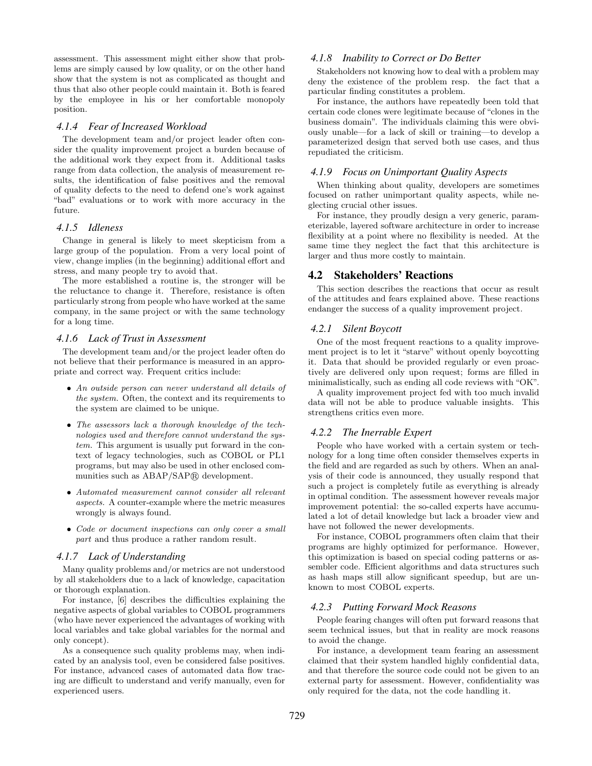assessment. This assessment might either show that problems are simply caused by low quality, or on the other hand show that the system is not as complicated as thought and thus that also other people could maintain it. Both is feared by the employee in his or her comfortable monopoly position.

#### 4.1.4 Fear of Increased Workload

The development team and/or project leader often consider the quality improvement project a burden because of the additional work they expect from it. Additional tasks range from data collection, the analysis of measurement results, the identification of false positives and the removal of quality defects to the need to defend one's work against "bad" evaluations or to work with more accuracy in the future.

#### 4.1.5 Idleness

Change in general is likely to meet skepticism from a large group of the population. From a very local point of view, change implies (in the beginning) additional effort and stress, and many people try to avoid that.

The more established a routine is, the stronger will be the reluctance to change it. Therefore, resistance is often particularly strong from people who have worked at the same company, in the same project or with the same technology for a long time.

#### 4.1.6 Lack of Trust in Assessment

The development team and/or the project leader often do not believe that their performance is measured in an appropriate and correct way. Frequent critics include:

- *An outside person can never understand all details of the system.* Often, the context and its requirements to the system are claimed to be unique.
- *The assessors lack a thorough knowledge of the technologies used and therefore cannot understand the system.* This argument is usually put forward in the context of legacy technologies, such as COBOL or PL1 programs, but may also be used in other enclosed communities such as ABAP/SAP® development.
- *Automated measurement cannot consider all relevant aspects.* A counter-example where the metric measures wrongly is always found.
- *Code or document inspections can only cover a small part* and thus produce a rather random result.

#### 4.1.7 Lack of Understanding

Many quality problems and/or metrics are not understood by all stakeholders due to a lack of knowledge, capacitation or thorough explanation.

For instance, [6] describes the difficulties explaining the negative aspects of global variables to COBOL programmers (who have never experienced the advantages of working with local variables and take global variables for the normal and only concept).

As a consequence such quality problems may, when indicated by an analysis tool, even be considered false positives. For instance, advanced cases of automated data flow tracing are difficult to understand and verify manually, even for experienced users.

#### 4.1.8 Inability to Correct or Do Better

Stakeholders not knowing how to deal with a problem may deny the existence of the problem resp. the fact that a particular finding constitutes a problem.

For instance, the authors have repeatedly been told that certain code clones were legitimate because of "clones in the business domain". The individuals claiming this were obviously unable—for a lack of skill or training—to develop a parameterized design that served both use cases, and thus repudiated the criticism.

#### 4.1.9 Focus on Unimportant Quality Aspects

When thinking about quality, developers are sometimes focused on rather unimportant quality aspects, while neglecting crucial other issues.

For instance, they proudly design a very generic, parameterizable, layered software architecture in order to increase flexibility at a point where no flexibility is needed. At the same time they neglect the fact that this architecture is larger and thus more costly to maintain.

### 4.2 Stakeholders' Reactions

This section describes the reactions that occur as result of the attitudes and fears explained above. These reactions endanger the success of a quality improvement project.

#### 4.2.1 Silent Boycott

One of the most frequent reactions to a quality improvement project is to let it "starve" without openly boycotting it. Data that should be provided regularly or even proactively are delivered only upon request; forms are filled in minimalistically, such as ending all code reviews with "OK".

A quality improvement project fed with too much invalid data will not be able to produce valuable insights. This strengthens critics even more.

#### 4.2.2 The Inerrable Expert

People who have worked with a certain system or technology for a long time often consider themselves experts in the field and are regarded as such by others. When an analysis of their code is announced, they usually respond that such a project is completely futile as everything is already in optimal condition. The assessment however reveals major improvement potential: the so-called experts have accumulated a lot of detail knowledge but lack a broader view and have not followed the newer developments.

For instance, COBOL programmers often claim that their programs are highly optimized for performance. However, this optimization is based on special coding patterns or assembler code. Efficient algorithms and data structures such as hash maps still allow significant speedup, but are unknown to most COBOL experts.

#### 4.2.3 Putting Forward Mock Reasons

People fearing changes will often put forward reasons that seem technical issues, but that in reality are mock reasons to avoid the change.

For instance, a development team fearing an assessment claimed that their system handled highly confidential data, and that therefore the source code could not be given to an external party for assessment. However, confidentiality was only required for the data, not the code handling it.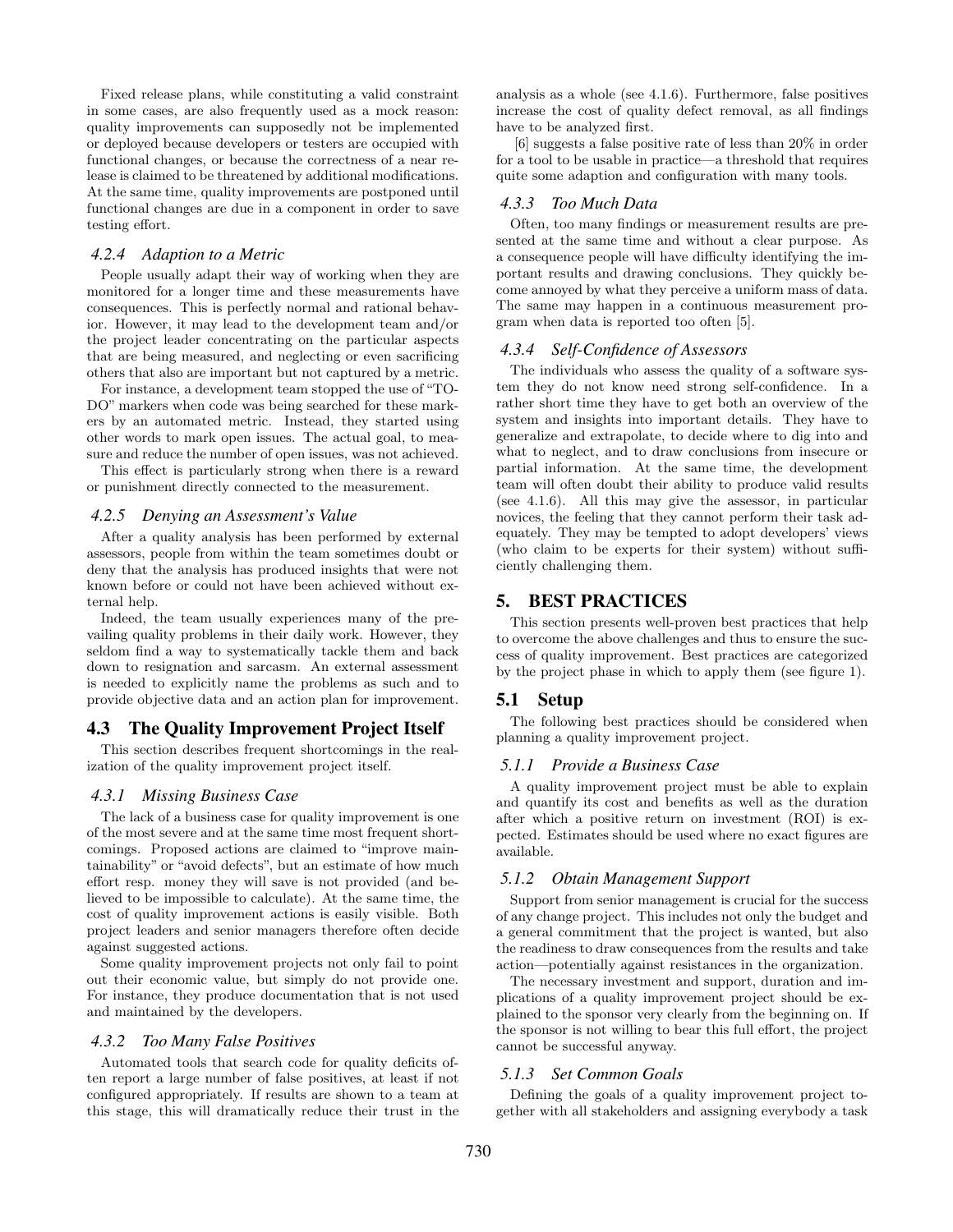Fixed release plans, while constituting a valid constraint in some cases, are also frequently used as a mock reason: quality improvements can supposedly not be implemented or deployed because developers or testers are occupied with functional changes, or because the correctness of a near release is claimed to be threatened by additional modifications. At the same time, quality improvements are postponed until functional changes are due in a component in order to save testing effort.

#### 4.2.4 Adaption to a Metric

People usually adapt their way of working when they are monitored for a longer time and these measurements have consequences. This is perfectly normal and rational behavior. However, it may lead to the development team and/or the project leader concentrating on the particular aspects that are being measured, and neglecting or even sacrificing others that also are important but not captured by a metric.

For instance, a development team stopped the use of "TODO" markers when code was being searched for these markers by an automated metric. Instead, they started using other words to mark open issues. The actual goal, to measure and reduce the number of open issues, was not achieved.

This effect is particularly strong when there is a reward or punishment directly connected to the measurement.

#### 4.2.5 Denying an Assessment's Value

After a quality analysis has been performed by external assessors, people from within the team sometimes doubt or deny that the analysis has produced insights that were not known before or could not have been achieved without external help.

Indeed, the team usually experiences many of the prevailing quality problems in their daily work. However, they seldom find a way to systematically tackle them and back down to resignation and sarcasm. An external assessment is needed to explicitly name the problems as such and to provide objective data and an action plan for improvement.

### 4.3 The Quality Improvement Project Itself

This section describes frequent shortcomings in the realization of the quality improvement project itself.

#### 4.3.1 Missing Business Case

The lack of a business case for quality improvement is one of the most severe and at the same time most frequent shortcomings. Proposed actions are claimed to "improve maintainability" or "avoid defects", but an estimate of how much effort resp. money they will save is not provided (and believed to be impossible to calculate). At the same time, the cost of quality improvement actions is easily visible. Both project leaders and senior managers therefore often decide against suggested actions.

Some quality improvement projects not only fail to point out their economic value, but simply do not provide one. For instance, they produce documentation that is not used and maintained by the developers.

#### 4.3.2 Too Many False Positives

Automated tools that search code for quality deficits often report a large number of false positives, at least if not configured appropriately. If results are shown to a team at this stage, this will dramatically reduce their trust in the analysis as a whole (see 4.1.6). Furthermore, false positives increase the cost of quality defect removal, as all findings have to be analyzed first.

[6] suggests a false positive rate of less than 20% in order for a tool to be usable in practice—a threshold that requires quite some adaption and configuration with many tools.

#### 4.3.3 Too Much Data

Often, too many findings or measurement results are presented at the same time and without a clear purpose. As a consequence people will have difficulty identifying the important results and drawing conclusions. They quickly become annoyed by what they perceive a uniform mass of data. The same may happen in a continuous measurement program when data is reported too often [5].

#### 4.3.4 Self-Confidence of Assessors

The individuals who assess the quality of a software system they do not know need strong self-confidence. In a rather short time they have to get both an overview of the system and insights into important details. They have to generalize and extrapolate, to decide where to dig into and what to neglect, and to draw conclusions from insecure or partial information. At the same time, the development team will often doubt their ability to produce valid results (see 4.1.6). All this may give the assessor, in particular novices, the feeling that they cannot perform their task adequately. They may be tempted to adopt developers' views (who claim to be experts for their system) without sufficiently challenging them.

## 5. BEST PRACTICES

This section presents well-proven best practices that help to overcome the above challenges and thus to ensure the success of quality improvement. Best practices are categorized by the project phase in which to apply them (see figure 1).

### 5.1 Setup

The following best practices should be considered when planning a quality improvement project.

#### 5.1.1 Provide a Business Case

A quality improvement project must be able to explain and quantify its cost and benefits as well as the duration after which a positive return on investment (ROI) is expected. Estimates should be used where no exact figures are available.

#### 5.1.2 Obtain Management Support

Support from senior management is crucial for the success of any change project. This includes not only the budget and a general commitment that the project is wanted, but also the readiness to draw consequences from the results and take action—potentially against resistances in the organization.

The necessary investment and support, duration and implications of a quality improvement project should be explained to the sponsor very clearly from the beginning on. If the sponsor is not willing to bear this full effort, the project cannot be successful anyway.

#### 5.1.3 Set Common Goals

Defining the goals of a quality improvement project together with all stakeholders and assigning everybody a task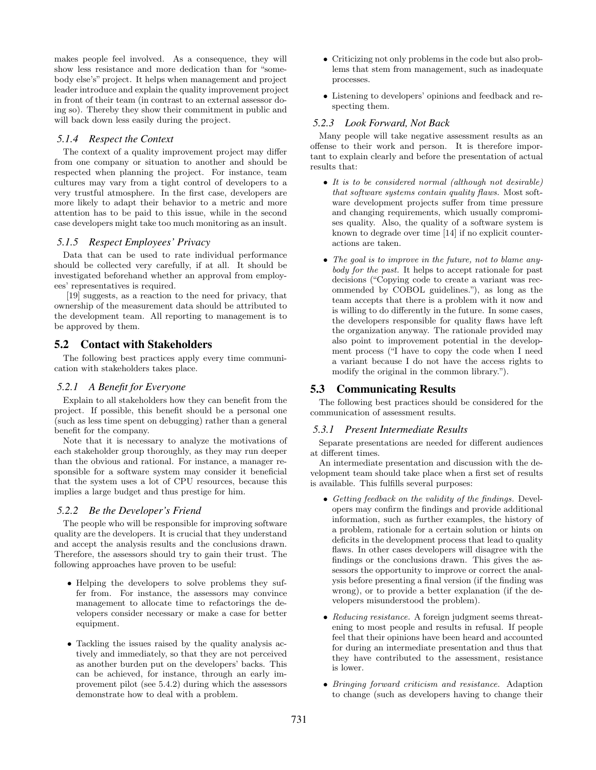makes people feel involved. As a consequence, they will show less resistance and more dedication than for "somebody else's" project. It helps when management and project leader introduce and explain the quality improvement project in front of their team (in contrast to an external assessor doing so). Thereby they show their commitment in public and will back down less easily during the project.

### 5.1.4 Respect the Context

The context of a quality improvement project may differ from one company or situation to another and should be respected when planning the project. For instance, team cultures may vary from a tight control of developers to a very trustful atmosphere. In the first case, developers are more likely to adapt their behavior to a metric and more attention has to be paid to this issue, while in the second case developers might take too much monitoring as an insult.

### 5.1.5 Respect Employees' Privacy

Data that can be used to rate individual performance should be collected very carefully, if at all. It should be investigated beforehand whether an approval from employees' representatives is required.

[19] suggests, as a reaction to the need for privacy, that ownership of the measurement data should be attributed to the development team. All reporting to management is to be approved by them.

## 5.2 Contact with Stakeholders

The following best practices apply every time communication with stakeholders takes place.

### 5.2.1 A Benefit for Everyone

Explain to all stakeholders how they can benefit from the project. If possible, this benefit should be a personal one (such as less time spent on debugging) rather than a general benefit for the company.

Note that it is necessary to analyze the motivations of each stakeholder group thoroughly, as they may run deeper than the obvious and rational. For instance, a manager responsible for a software system may consider it beneficial that the system uses a lot of CPU resources, because this implies a large budget and thus prestige for him.

### 5.2.2 Be the Developer's Friend

The people who will be responsible for improving software quality are the developers. It is crucial that they understand and accept the analysis results and the conclusions drawn. Therefore, the assessors should try to gain their trust. The following approaches have proven to be useful:

- Helping the developers to solve problems they suffer from. For instance, the assessors may convince management to allocate time to refactorings the developers consider necessary or make a case for better equipment.
- Tackling the issues raised by the quality analysis actively and immediately, so that they are not perceived as another burden put on the developers' backs. This can be achieved, for instance, through an early improvement pilot (see 5.4.2) during which the assessors demonstrate how to deal with a problem.
- Criticizing not only problems in the code but also problems that stem from management, such as inadequate processes.
- Listening to developers' opinions and feedback and respecting them.

### 5.2.3 Look Forward, Not Back

Many people will take negative assessment results as an offense to their work and person. It is therefore important to explain clearly and before the presentation of actual results that:

- *It is to be considered normal (although not desirable) that software systems contain quality flaws.* Most software development projects suffer from time pressure and changing requirements, which usually compromises quality. Also, the quality of a software system is known to degrade over time [14] if no explicit counteractions are taken.
- *The goal is to improve in the future, not to blame anybody for the past.* It helps to accept rationale for past decisions ("Copying code to create a variant was recommended by COBOL guidelines."), as long as the team accepts that there is a problem with it now and is willing to do differently in the future. In some cases, the developers responsible for quality flaws have left the organization anyway. The rationale provided may also point to improvement potential in the development process ("I have to copy the code when I need a variant because I do not have the access rights to modify the original in the common library.").

## 5.3 Communicating Results

The following best practices should be considered for the communication of assessment results.

### 5.3.1 Present Intermediate Results

Separate presentations are needed for different audiences at different times.

An intermediate presentation and discussion with the development team should take place when a first set of results is available. This fulfills several purposes:

- *Getting feedback on the validity of the findings.* Developers may confirm the findings and provide additional information, such as further examples, the history of a problem, rationale for a certain solution or hints on deficits in the development process that lead to quality flaws. In other cases developers will disagree with the findings or the conclusions drawn. This gives the assessors the opportunity to improve or correct the analysis before presenting a final version (if the finding was wrong), or to provide a better explanation (if the developers misunderstood the problem).
- *Reducing resistance.* A foreign judgment seems threatening to most people and results in refusal. If people feel that their opinions have been heard and accounted for during an intermediate presentation and thus that they have contributed to the assessment, resistance is lower.
- *Bringing forward criticism and resistance.* Adaption to change (such as developers having to change their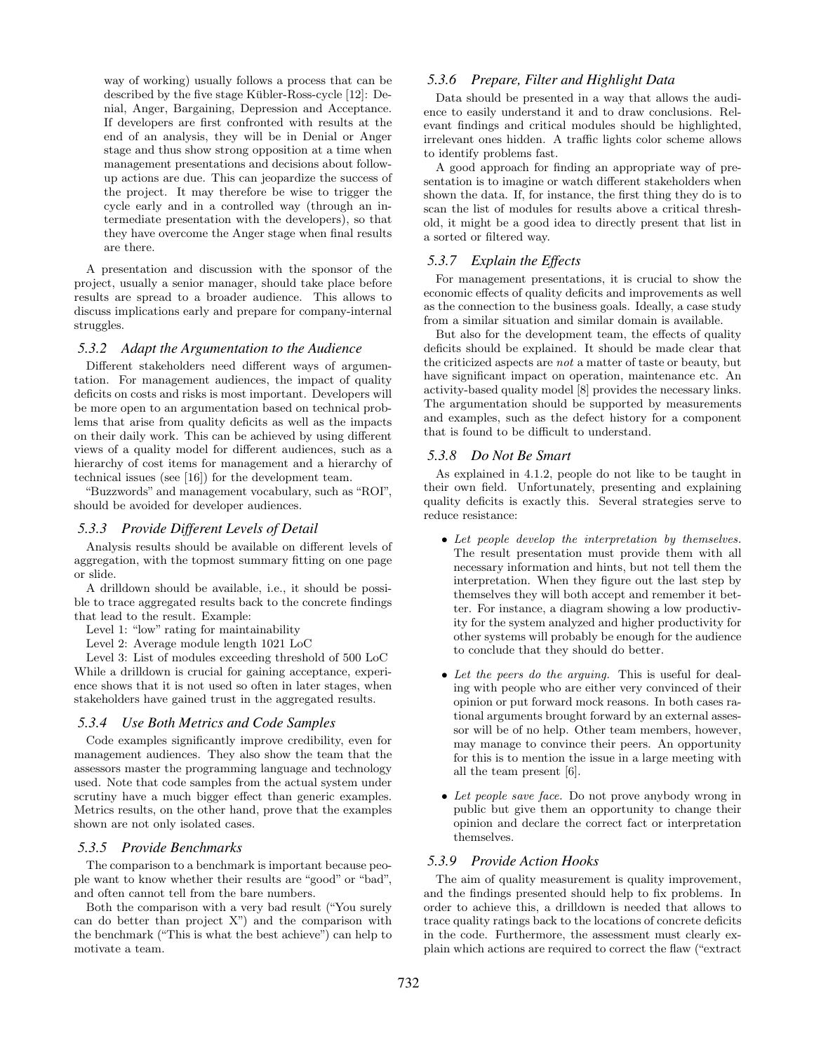way of working) usually follows a process that can be described by the five stage Kübler-Ross-cycle [12]: Denial, Anger, Bargaining, Depression and Acceptance. If developers are first confronted with results at the end of an analysis, they will be in Denial or Anger stage and thus show strong opposition at a time when management presentations and decisions about follow-up actions are due. This can jeopardize the success of the project. It may therefore be wise to trigger the cycle early and in a controlled way (through an intermediate presentation with the developers), so that they have overcome the Anger stage when final results are there.

A presentation and discussion with the sponsor of the project, usually a senior manager, should take place before results are spread to a broader audience. This allows to discuss implications early and prepare for company-internal struggles.

### 5.3.2 Adapt the Argumentation to the Audience

Different stakeholders need different ways of argumentation. For management audiences, the impact of quality deficits on costs and risks is most important. Developers will be more open to an argumentation based on technical problems that arise from quality deficits as well as the impacts on their daily work. This can be achieved by using different views of a quality model for different audiences, such as a hierarchy of cost items for management and a hierarchy of technical issues (see [16]) for the development team.

"Buzzwords" and management vocabulary, such as "ROI", should be avoided for developer audiences.

### 5.3.3 Provide Different Levels of Detail

Analysis results should be available on different levels of aggregation, with the topmost summary fitting on one page or slide.

A drilldown should be available, i.e., it should be possible to trace aggregated results back to the concrete findings that lead to the result. Example:

Level 1: "low" rating for maintainability

Level 2: Average module length 1021 LoC

Level 3: List of modules exceeding threshold of 500 LoC

While a drilldown is crucial for gaining acceptance, experience shows that it is not used so often in later stages, when stakeholders have gained trust in the aggregated results.

### 5.3.4 Use Both Metrics and Code Samples

Code examples significantly improve credibility, even for management audiences. They also show the team that the assessors master the programming language and technology used. Note that code samples from the actual system under scrutiny have a much bigger effect than generic examples. Metrics results, on the other hand, prove that the examples shown are not only isolated cases.

### 5.3.5 Provide Benchmarks

The comparison to a benchmark is important because people want to know whether their results are "good" or "bad", and often cannot tell from the bare numbers.

Both the comparison with a very bad result ("You surely can do better than project X") and the comparison with the benchmark ("This is what the best achieve") can help to motivate a team.

### 5.3.6 Prepare, Filter and Highlight Data

Data should be presented in a way that allows the audience to easily understand it and to draw conclusions. Relevant findings and critical modules should be highlighted, irrelevant ones hidden. A traffic lights color scheme allows to identify problems fast.

A good approach for finding an appropriate way of presentation is to imagine or watch different stakeholders when shown the data. If, for instance, the first thing they do is to scan the list of modules for results above a critical threshold, it might be a good idea to directly present that list in a sorted or filtered way.

### 5.3.7 Explain the Effects

For management presentations, it is crucial to show the economic effects of quality deficits and improvements as well as the connection to the business goals. Ideally, a case study from a similar situation and similar domain is available.

But also for the development team, the effects of quality deficits should be explained. It should be made clear that the criticized aspects are *not* a matter of taste or beauty, but have significant impact on operation, maintenance etc. An activity-based quality model [8] provides the necessary links. The argumentation should be supported by measurements and examples, such as the defect history for a component that is found to be difficult to understand.

### 5.3.8 Do Not Be Smart

As explained in 4.1.2, people do not like to be taught in their own field. Unfortunately, presenting and explaining quality deficits is exactly this. Several strategies serve to reduce resistance:

- *Let people develop the interpretation by themselves.* The result presentation must provide them with all necessary information and hints, but not tell them the interpretation. When they figure out the last step by themselves they will both accept and remember it better. For instance, a diagram showing a low productivity for the system analyzed and higher productivity for other systems will probably be enough for the audience to conclude that they should do better.
- *Let the peers do the arguing.* This is useful for dealing with people who are either very convinced of their opinion or put forward mock reasons. In both cases rational arguments brought forward by an external assessor will be of no help. Other team members, however, may manage to convince their peers. An opportunity for this is to mention the issue in a large meeting with all the team present [6].
- *Let people save face.* Do not prove anybody wrong in public but give them an opportunity to change their opinion and declare the correct fact or interpretation themselves.

### 5.3.9 Provide Action Hooks

The aim of quality measurement is quality improvement, and the findings presented should help to fix problems. In order to achieve this, a drilldown is needed that allows to trace quality ratings back to the locations of concrete deficits in the code. Furthermore, the assessment must clearly explain which actions are required to correct the flaw ("extract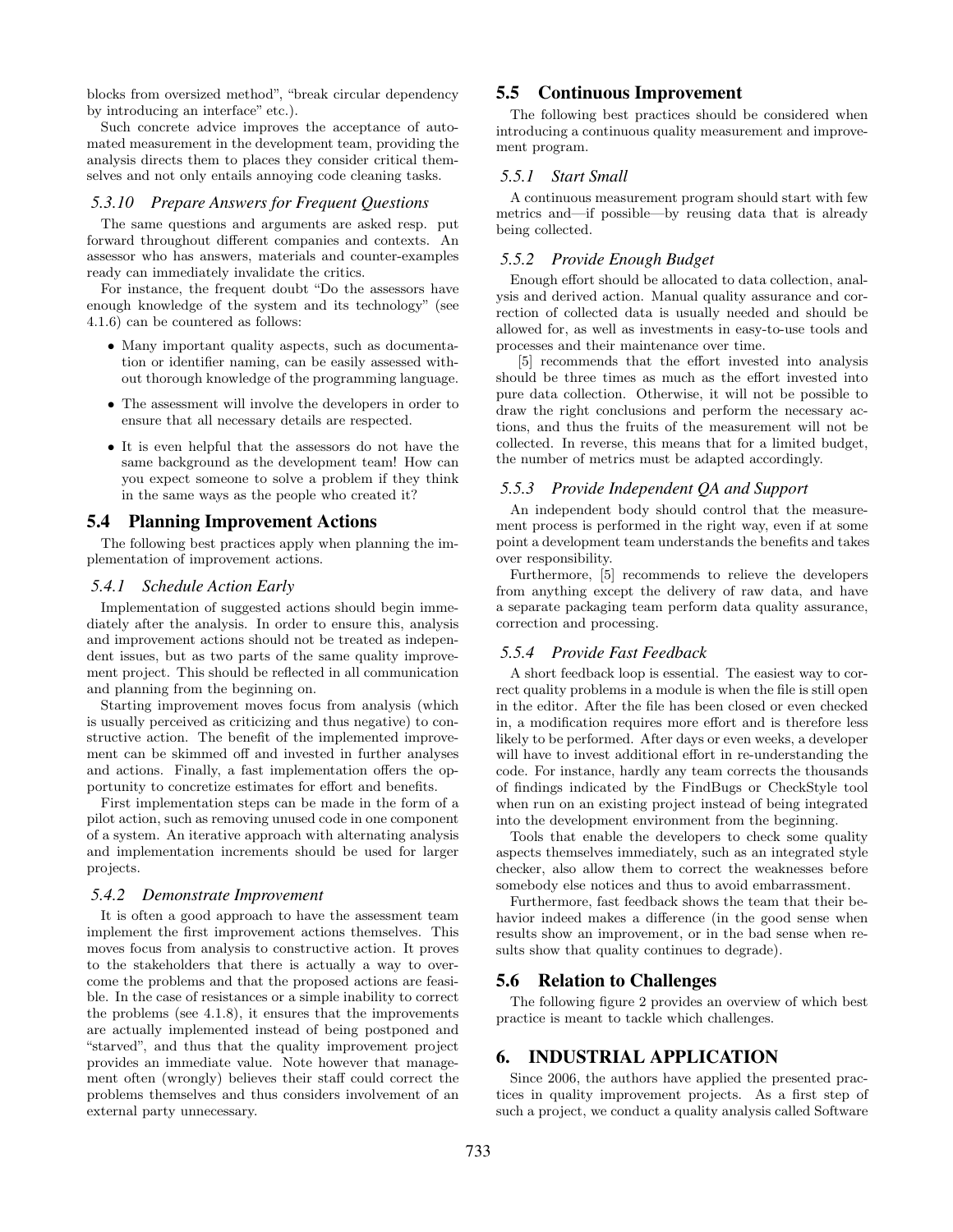blocks from oversized method", "break circular dependency by introducing an interface" etc.).

Such concrete advice improves the acceptance of automated measurement in the development team, providing the analysis directs them to places they consider critical themselves and not only entails annoying code cleaning tasks.

#### 5.3.10 Prepare Answers for Frequent Questions

The same questions and arguments are asked resp. put forward throughout different companies and contexts. An assessor who has answers, materials and counter-examples ready can immediately invalidate the critics.

For instance, the frequent doubt "Do the assessors have enough knowledge of the system and its technology" (see 4.1.6) can be countered as follows:

- Many important quality aspects, such as documentation or identifier naming, can be easily assessed without thorough knowledge of the programming language.
- The assessment will involve the developers in order to ensure that all necessary details are respected.
- It is even helpful that the assessors do not have the same background as the development team! How can you expect someone to solve a problem if they think in the same ways as the people who created it?

### 5.4 Planning Improvement Actions

The following best practices apply when planning the implementation of improvement actions.

#### 5.4.1 Schedule Action Early

Implementation of suggested actions should begin immediately after the analysis. In order to ensure this, analysis and improvement actions should not be treated as independent issues, but as two parts of the same quality improvement project. This should be reflected in all communication and planning from the beginning on.

Starting improvement moves focus from analysis (which is usually perceived as criticizing and thus negative) to constructive action. The benefit of the implemented improvement can be skimmed off and invested in further analyses and actions. Finally, a fast implementation offers the opportunity to concretize estimates for effort and benefits.

First implementation steps can be made in the form of a pilot action, such as removing unused code in one component of a system. An iterative approach with alternating analysis and implementation increments should be used for larger projects.

#### 5.4.2 Demonstrate Improvement

It is often a good approach to have the assessment team implement the first improvement actions themselves. This moves focus from analysis to constructive action. It proves to the stakeholders that there is actually a way to overcome the problems and that the proposed actions are feasible. In the case of resistances or a simple inability to correct the problems (see 4.1.8), it ensures that the improvements are actually implemented instead of being postponed and "starved", and thus that the quality improvement project provides an immediate value. Note however that management often (wrongly) believes their staff could correct the problems themselves and thus considers involvement of an external party unnecessary.

### 5.5 Continuous Improvement

The following best practices should be considered when introducing a continuous quality measurement and improvement program.

#### 5.5.1 Start Small

A continuous measurement program should start with few metrics and—if possible—by reusing data that is already being collected.

#### 5.5.2 Provide Enough Budget

Enough effort should be allocated to data collection, analysis and derived action. Manual quality assurance and correction of collected data is usually needed and should be allowed for, as well as investments in easy-to-use tools and processes and their maintenance over time.

[5] recommends that the effort invested into analysis should be three times as much as the effort invested into pure data collection. Otherwise, it will not be possible to draw the right conclusions and perform the necessary actions, and thus the fruits of the measurement will not be collected. In reverse, this means that for a limited budget, the number of metrics must be adapted accordingly.

#### 5.5.3 Provide Independent QA and Support

An independent body should control that the measurement process is performed in the right way, even if at some point a development team understands the benefits and takes over responsibility.

Furthermore, [5] recommends to relieve the developers from anything except the delivery of raw data, and have a separate packaging team perform data quality assurance, correction and processing.

#### 5.5.4 Provide Fast Feedback

A short feedback loop is essential. The easiest way to correct quality problems in a module is when the file is still open in the editor. After the file has been closed or even checked in, a modification requires more effort and is therefore less likely to be performed. After days or even weeks, a developer will have to invest additional effort in re-understanding the code. For instance, hardly any team corrects the thousands of findings indicated by the FindBugs or CheckStyle tool when run on an existing project instead of being integrated into the development environment from the beginning.

Tools that enable the developers to check some quality aspects themselves immediately, such as an integrated style checker, also allow them to correct the weaknesses before somebody else notices and thus to avoid embarrassment.

Furthermore, fast feedback shows the team that their behavior indeed makes a difference (in the good sense when results show an improvement, or in the bad sense when results show that quality continues to degrade).

### 5.6 Relation to Challenges

The following figure 2 provides an overview of which best practice is meant to tackle which challenges.

## 6. INDUSTRIAL APPLICATION

Since 2006, the authors have applied the presented practices in quality improvement projects. As a first step of such a project, we conduct a quality analysis called Software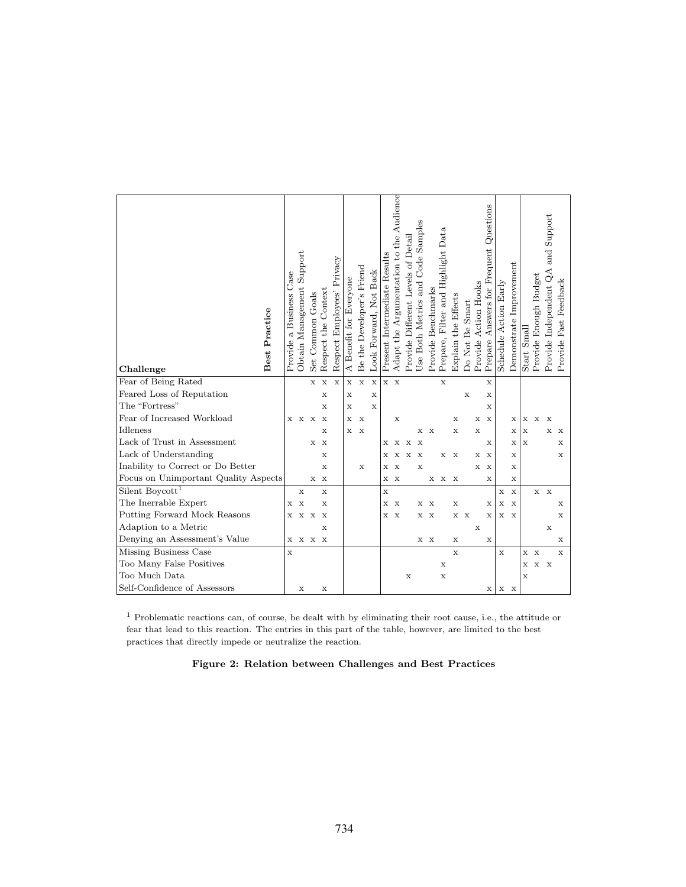| Challenge / Best Practice | Provide a Business Case | Obtain Management Support | Set Common Goals | Respect the Context | Respect Employees' Privacy | A Benefit for Everyone | Be the Developer's Friend | Look Forward, Not Back | Present Intermediate Results | Adapt the Argumentation to the Audience | Provide Different Levels of Detail | Use Both Metrics and Code Samples | Provide Benchmarks | Prepare, Filter and Highlight Data | Explain the Effects | Do Not Be Smart | Provide Action Hooks | Prepare Answers for Frequent Questions | Schedule Action Early | Demonstrate Improvement | Start Small | Provide Enough Budget | Provide Independent QA and Support | Provide Fast Feedback |
|---|---|---|---|---|---|---|---|---|---|---|---|---|---|---|---|---|---|---|---|---|---|---|---|---|
| Fear of Being Rated | | | x | x | x | x | x | x | x | x | | | | x | | | | x | | | | | | |
| Feared Loss of Reputation | | | | x | | x | | x | | | | | | | | x | | x | | | | | | |
| The "Fortress" | | | | x | | x | | x | | | | | | | | | | x | | | | | | |
| Fear of Increased Workload | x | x | x | x | | x | x | | | x | | | | | x | | x | x | | x | x | x | x | |
| Idleness | | | | x | | x | x | | | | | x | x | | x | | x | | | x | x | | x | x |
| Lack of Trust in Assessment | | | x | x | | | | | x | x | x | x | | | | | | x | | x | x | | | x |
| Lack of Understanding | | | | x | | | | | x | x | x | x | | x | x | | x | x | | x | | | | x |
| Inability to Correct or Do Better | | | | x | | | x | | x | x | | x | | | | | x | x | | x | | | | |
| Focus on Unimportant Quality Aspects | | | x | x | | | | | x | x | | | x | x | x | | | x | | x | | | | |
| Silent Boycott[1] | | x | | x | | | | | x | | | | | | | | | | x | x | | x | x | |
| The Inerrable Expert | x | x | | x | | | | | x | x | | x | x | | x | | | x | x | x | | | | x |
| Putting Forward Mock Reasons | x | x | x | x | | | | | x | x | | x | x | | x | x | | x | x | x | | | | x |
| Adaption to a Metric | | | | x | | | | | | | | | | | | | x | | | | | | x | |
| Denying an Assessment's Value | x | x | x | x | | | | | | | | x | x | | x | | | x | | | | | | x |
| Missing Business Case | x | | | | | | | | | | | | | | x | | | | x | | x | x | | x |
| Too Many False Positives | | | | | | | | | | | | | | x | | | | | | | x | x | x | |
| Too Much Data | | | | | | | | | | | x | | | x | | | | | | | x | | | |
| Self-Confidence of Assessors | | x | | x | | | | | | | | | | | | | | x | x | x | | | | |

[1] Problematic reactions can, of course, be dealt with by eliminating their root cause, i.e., the attitude or fear that lead to this reaction. The entries in this part of the table, however, are limited to the best practices that directly impede or neutralize the reaction.

**Figure 2: Relation between Challenges and Best Practices**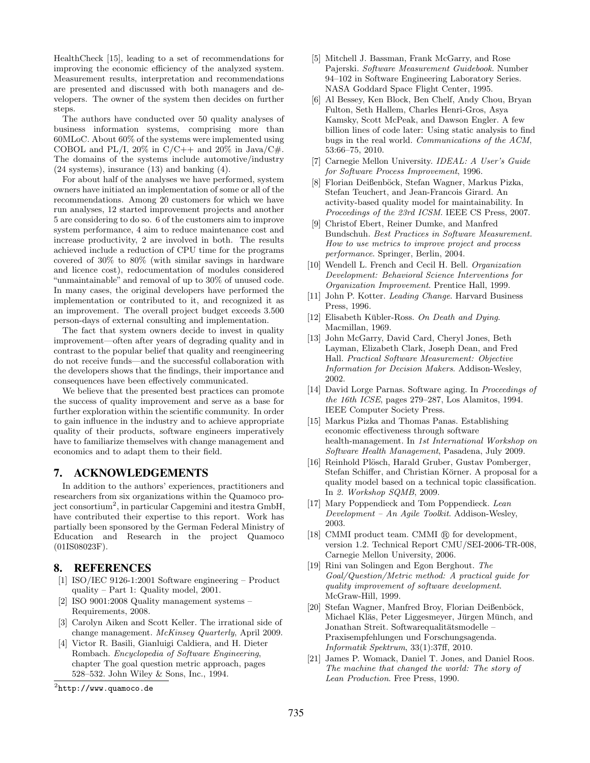HealthCheck [15], leading to a set of recommendations for improving the economic efficiency of the analyzed system. Measurement results, interpretation and recommendations are presented and discussed with both managers and developers. The owner of the system then decides on further steps.

The authors have conducted over 50 quality analyses of business information systems, comprising more than 60MLoC. About 60% of the systems were implemented using COBOL and PL/I, 20% in C/C++ and 20% in Java/C#. The domains of the systems include automotive/industry (24 systems), insurance (13) and banking (4).

For about half of the analyses we have performed, system owners have initiated an implementation of some or all of the recommendations. Among 20 customers for which we have run analyses, 12 started improvement projects and another 5 are considering to do so. 6 of the customers aim to improve system performance, 4 aim to reduce maintenance cost and increase productivity, 2 are involved in both. The results achieved include a reduction of CPU time for the programs covered of 30% to 80% (with similar savings in hardware and licence cost), redocumentation of modules considered "unmaintainable" and removal of up to 30% of unused code. In many cases, the original developers have performed the implementation or contributed to it, and recognized it as an improvement. The overall project budget exceeds 3.500 person-days of external consulting and implementation.

The fact that system owners decide to invest in quality improvement—often after years of degrading quality and in contrast to the popular belief that quality and reengineering do not receive funds—and the successful collaboration with the developers shows that the findings, their importance and consequences have been effectively communicated.

We believe that the presented best practices can promote the success of quality improvement and serve as a base for further exploration within the scientific community. In order to gain influence in the industry and to achieve appropriate quality of their products, software engineers imperatively have to familiarize themselves with change management and economics and to adapt them to their field.

## 7. ACKNOWLEDGEMENTS

In addition to the authors' experiences, practitioners and researchers from six organizations within the Quamoco project consortium[2], in particular Capgemini and itestra GmbH, have contributed their expertise to this report. Work has partially been sponsored by the German Federal Ministry of Education and Research in the project Quamoco (01IS08023F).

## 8. REFERENCES

[1] ISO/IEC 9126-1:2001 Software engineering – Product quality – Part 1: Quality model, 2001.

[2] ISO 9001:2008 Quality management systems – Requirements, 2008.

[3] Carolyn Aiken and Scott Keller. The irrational side of change management. *McKinsey Quarterly*, April 2009.

[4] Victor R. Basili, Gianluigi Caldiera, and H. Dieter Rombach. *Encyclopedia of Software Engineering*, chapter The goal question metric approach, pages 528–532. John Wiley & Sons, Inc., 1994.

[5] Mitchell J. Bassman, Frank McGarry, and Rose Pajerski. *Software Measurement Guidebook*. Number 94–102 in Software Engineering Laboratory Series. NASA Goddard Space Flight Center, 1995.

[6] Al Bessey, Ken Block, Ben Chelf, Andy Chou, Bryan Fulton, Seth Hallem, Charles Henri-Gros, Asya Kamsky, Scott McPeak, and Dawson Engler. A few billion lines of code later: Using static analysis to find bugs in the real world. *Communications of the ACM*, 53:66–75, 2010.

[7] Carnegie Mellon University. *IDEAL: A User's Guide for Software Process Improvement*, 1996.

[8] Florian Deißenböck, Stefan Wagner, Markus Pizka, Stefan Teuchert, and Jean-Francois Girard. An activity-based quality model for maintainability. In *Proceedings of the 23rd ICSM*. IEEE CS Press, 2007.

[9] Christof Ebert, Reiner Dumke, and Manfred Bundschuh. *Best Practices in Software Measurement. How to use metrics to improve project and process performance*. Springer, Berlin, 2004.

[10] Wendell L. French and Cecil H. Bell. *Organization Development: Behavioral Science Interventions for Organization Improvement*. Prentice Hall, 1999.

[11] John P. Kotter. *Leading Change*. Harvard Business Press, 1996.

[12] Elisabeth Kübler-Ross. *On Death and Dying*. Macmillan, 1969.

[13] John McGarry, David Card, Cheryl Jones, Beth Layman, Elizabeth Clark, Joseph Dean, and Fred Hall. *Practical Software Measurement: Objective Information for Decision Makers*. Addison-Wesley, 2002.

[14] David Lorge Parnas. Software aging. In *Proceedings of the 16th ICSE*, pages 279–287, Los Alamitos, 1994. IEEE Computer Society Press.

[15] Markus Pizka and Thomas Panas. Establishing economic effectiveness through software health-management. In *1st International Workshop on Software Health Management*, Pasadena, July 2009.

[16] Reinhold Plösch, Harald Gruber, Gustav Pomberger, Stefan Schiffer, and Christian Körner. A proposal for a quality model based on a technical topic classification. In *2. Workshop SQMB*, 2009.

[17] Mary Poppendieck and Tom Poppendieck. *Lean Development – An Agile Toolkit*. Addison-Wesley, 2003.

[18] CMMI product team. CMMI ® for development, version 1.2. Technical Report CMU/SEI-2006-TR-008, Carnegie Mellon University, 2006.

[19] Rini van Solingen and Egon Berghout. *The Goal/Question/Metric method: A practical guide for quality improvement of software development*. McGraw-Hill, 1999.

[20] Stefan Wagner, Manfred Broy, Florian Deißenböck, Michael Kläs, Peter Liggesmeyer, Jürgen Münch, and Jonathan Streit. Softwarequalitätsmodelle – Praxisempfehlungen und Forschungsagenda. *Informatik Spektrum*, 33(1):37ff, 2010.

[21] James P. Womack, Daniel T. Jones, and Daniel Roos. *The machine that changed the world: The story of Lean Production*. Free Press, 1990.

[2] http://www.quamoco.de